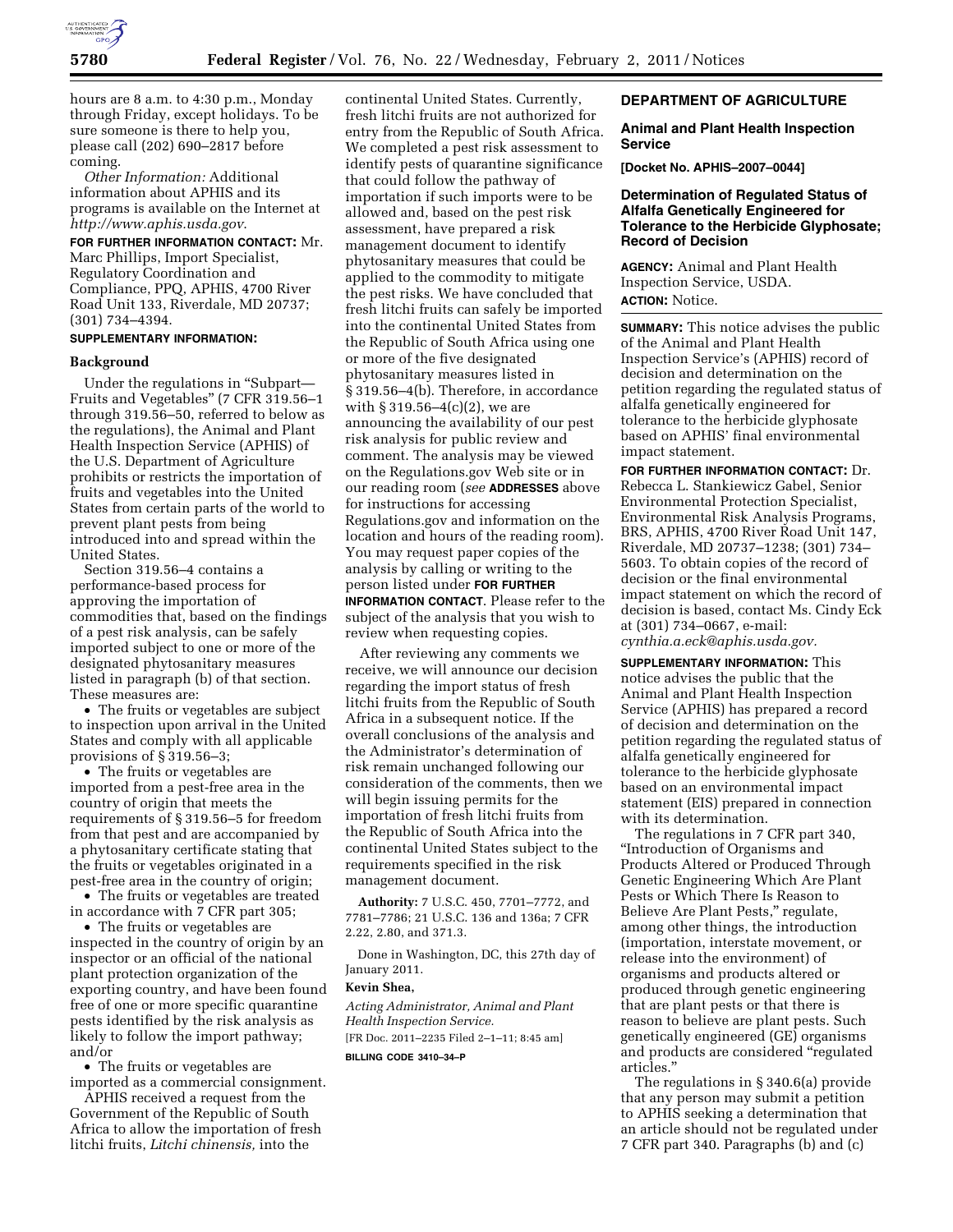hours are 8 a.m. to 4:30 p.m., Monday through Friday, except holidays. To be sure someone is there to help you, please call (202) 690–2817 before coming.

*Other Information:* Additional information about APHIS and its programs is available on the Internet at *http://www.aphis.usda.gov*.

**FOR FURTHER INFORMATION CONTACT:** Mr. Marc Phillips, Import Specialist, Regulatory Coordination and Compliance, PPQ, APHIS, 4700 River Road Unit 133, Riverdale, MD 20737; (301) 734–4394.

**SUPPLEMENTARY INFORMATION:**

**Background**

Under the regulations in "Subpart—Fruits and Vegetables" (7 CFR 319.56–1 through 319.56–50, referred to below as the regulations), the Animal and Plant Health Inspection Service (APHIS) of the U.S. Department of Agriculture prohibits or restricts the importation of fruits and vegetables into the United States from certain parts of the world to prevent plant pests from being introduced into and spread within the United States.

Section 319.56–4 contains a performance-based process for approving the importation of commodities that, based on the findings of a pest risk analysis, can be safely imported subject to one or more of the designated phytosanitary measures listed in paragraph (b) of that section. These measures are:

- The fruits or vegetables are subject to inspection upon arrival in the United States and comply with all applicable provisions of § 319.56–3;
- The fruits or vegetables are imported from a pest-free area in the country of origin that meets the requirements of § 319.56–5 for freedom from that pest and are accompanied by a phytosanitary certificate stating that the fruits or vegetables originated in a pest-free area in the country of origin;
- The fruits or vegetables are treated in accordance with 7 CFR part 305;
- The fruits or vegetables are inspected in the country of origin by an inspector or an official of the national plant protection organization of the exporting country, and have been found free of one or more specific quarantine pests identified by the risk analysis as likely to follow the import pathway; and/or
- The fruits or vegetables are imported as a commercial consignment.

APHIS received a request from the Government of the Republic of South Africa to allow the importation of fresh litchi fruits, *Litchi chinensis,* into the continental United States. Currently, fresh litchi fruits are not authorized for entry from the Republic of South Africa. We completed a pest risk assessment to identify pests of quarantine significance that could follow the pathway of importation if such imports were to be allowed and, based on the pest risk assessment, have prepared a risk management document to identify phytosanitary measures that could be applied to the commodity to mitigate the pest risks. We have concluded that fresh litchi fruits can safely be imported into the continental United States from the Republic of South Africa using one or more of the five designated phytosanitary measures listed in § 319.56–4(b). Therefore, in accordance with § 319.56–4(c)(2), we are announcing the availability of our pest risk analysis for public review and comment. The analysis may be viewed on the Regulations.gov Web site or in our reading room (*see* **ADDRESSES** above for instructions for accessing Regulations.gov and information on the location and hours of the reading room). You may request paper copies of the analysis by calling or writing to the person listed under **FOR FURTHER INFORMATION CONTACT**. Please refer to the subject of the analysis that you wish to review when requesting copies.

After reviewing any comments we receive, we will announce our decision regarding the import status of fresh litchi fruits from the Republic of South Africa in a subsequent notice. If the overall conclusions of the analysis and the Administrator's determination of risk remain unchanged following our consideration of the comments, then we will begin issuing permits for the importation of fresh litchi fruits from the Republic of South Africa into the continental United States subject to the requirements specified in the risk management document.

**Authority:** 7 U.S.C. 450, 7701–7772, and 7781–7786; 21 U.S.C. 136 and 136a; 7 CFR 2.22, 2.80, and 371.3.

Done in Washington, DC, this 27th day of January 2011.

**Kevin Shea,**

*Acting Administrator, Animal and Plant Health Inspection Service.*

[FR Doc. 2011–2235 Filed 2–1–11; 8:45 am]

**BILLING CODE 3410–34–P**

## DEPARTMENT OF AGRICULTURE

### Animal and Plant Health Inspection Service

**[Docket No. APHIS–2007–0044]**

### Determination of Regulated Status of Alfalfa Genetically Engineered for Tolerance to the Herbicide Glyphosate; Record of Decision

**AGENCY:** Animal and Plant Health Inspection Service, USDA.

**ACTION:** Notice.

**SUMMARY:** This notice advises the public of the Animal and Plant Health Inspection Service's (APHIS) record of decision and determination on the petition regarding the regulated status of alfalfa genetically engineered for tolerance to the herbicide glyphosate based on APHIS' final environmental impact statement.

**FOR FURTHER INFORMATION CONTACT:** Dr. Rebecca L. Stankiewicz Gabel, Senior Environmental Protection Specialist, Environmental Risk Analysis Programs, BRS, APHIS, 4700 River Road Unit 147, Riverdale, MD 20737–1238; (301) 734–5603. To obtain copies of the record of decision or the final environmental impact statement on which the record of decision is based, contact Ms. Cindy Eck at (301) 734–0667, e-mail: *cynthia.a.eck@aphis.usda.gov.*

**SUPPLEMENTARY INFORMATION:** This notice advises the public that the Animal and Plant Health Inspection Service (APHIS) has prepared a record of decision and determination on the petition regarding the regulated status of alfalfa genetically engineered for tolerance to the herbicide glyphosate based on an environmental impact statement (EIS) prepared in connection with its determination.

The regulations in 7 CFR part 340, "Introduction of Organisms and Products Altered or Produced Through Genetic Engineering Which Are Plant Pests or Which There Is Reason to Believe Are Plant Pests," regulate, among other things, the introduction (importation, interstate movement, or release into the environment) of organisms and products altered or produced through genetic engineering that are plant pests or that there is reason to believe are plant pests. Such genetically engineered (GE) organisms and products are considered "regulated articles."

The regulations in § 340.6(a) provide that any person may submit a petition to APHIS seeking a determination that an article should not be regulated under 7 CFR part 340. Paragraphs (b) and (c)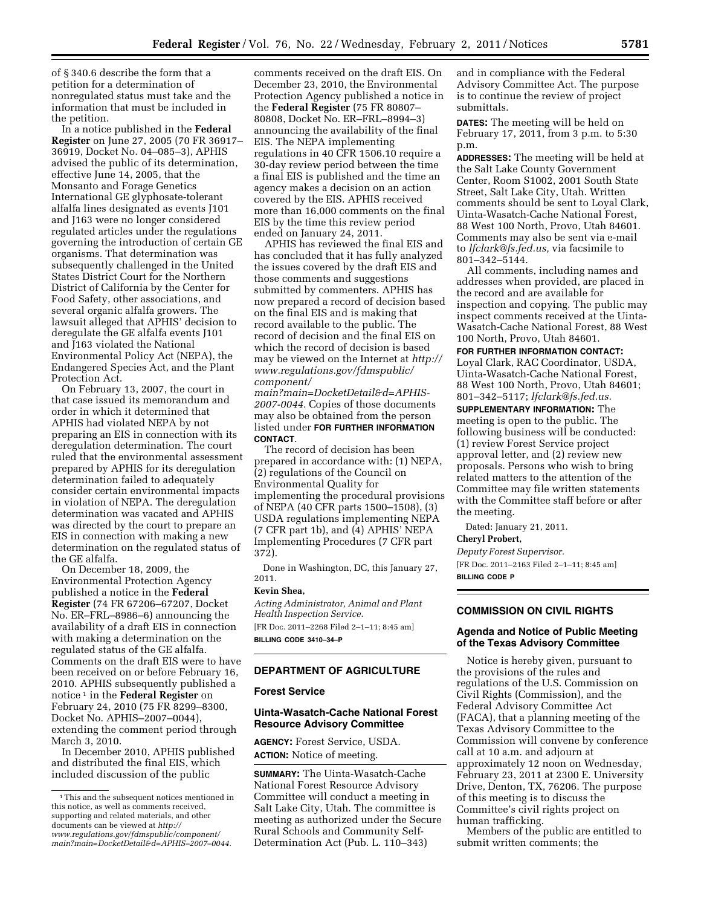of § 340.6 describe the form that a petition for a determination of nonregulated status must take and the information that must be included in the petition.

In a notice published in the **Federal Register** on June 27, 2005 (70 FR 36917–36919, Docket No. 04–085–3), APHIS advised the public of its determination, effective June 14, 2005, that the Monsanto and Forage Genetics International GE glyphosate-tolerant alfalfa lines designated as events J101 and J163 were no longer considered regulated articles under the regulations governing the introduction of certain GE organisms. That determination was subsequently challenged in the United States District Court for the Northern District of California by the Center for Food Safety, other associations, and several organic alfalfa growers. The lawsuit alleged that APHIS' decision to deregulate the GE alfalfa events J101 and J163 violated the National Environmental Policy Act (NEPA), the Endangered Species Act, and the Plant Protection Act.

On February 13, 2007, the court in that case issued its memorandum and order in which it determined that APHIS had violated NEPA by not preparing an EIS in connection with its deregulation determination. The court ruled that the environmental assessment prepared by APHIS for its deregulation determination failed to adequately consider certain environmental impacts in violation of NEPA. The deregulation determination was vacated and APHIS was directed by the court to prepare an EIS in connection with making a new determination on the regulated status of the GE alfalfa.

On December 18, 2009, the Environmental Protection Agency published a notice in the **Federal Register** (74 FR 67206–67207, Docket No. ER–FRL–8986–6) announcing the availability of a draft EIS in connection with making a determination on the regulated status of the GE alfalfa. Comments on the draft EIS were to have been received on or before February 16, 2010. APHIS subsequently published a notice [1] in the **Federal Register** on February 24, 2010 (75 FR 8299–8300, Docket No. APHIS–2007–0044), extending the comment period through March 3, 2010.

In December 2010, APHIS published and distributed the final EIS, which included discussion of the public comments received on the draft EIS. On December 23, 2010, the Environmental Protection Agency published a notice in the **Federal Register** (75 FR 80807–80808, Docket No. ER–FRL–8994–3) announcing the availability of the final EIS. The NEPA implementing regulations in 40 CFR 1506.10 require a 30-day review period between the time a final EIS is published and the time an agency makes a decision on an action covered by the EIS. APHIS received more than 16,000 comments on the final EIS by the time this review period ended on January 24, 2011.

APHIS has reviewed the final EIS and has concluded that it has fully analyzed the issues covered by the draft EIS and those comments and suggestions submitted by commenters. APHIS has now prepared a record of decision based on the final EIS and is making that record available to the public. The record of decision and the final EIS on which the record of decision is based may be viewed on the Internet at *http://www.regulations.gov/fdmspublic/component/main?main=DocketDetail&d=APHIS-2007-0044.* Copies of those documents may also be obtained from the person listed under **FOR FURTHER INFORMATION CONTACT**.

The record of decision has been prepared in accordance with: (1) NEPA, (2) regulations of the Council on Environmental Quality for implementing the procedural provisions of NEPA (40 CFR parts 1500–1508), (3) USDA regulations implementing NEPA (7 CFR part 1b), and (4) APHIS' NEPA Implementing Procedures (7 CFR part 372).

Done in Washington, DC, this January 27, 2011.

**Kevin Shea,**

*Acting Administrator, Animal and Plant Health Inspection Service.*

[FR Doc. 2011–2268 Filed 2–1–11; 8:45 am]

**BILLING CODE 3410–34–P**

[1] This and the subsequent notices mentioned in this notice, as well as comments received, supporting and related materials, and other documents can be viewed at *http://www.regulations.gov/fdmspublic/component/main?main=DocketDetail&d=APHIS–2007–0044.*

## DEPARTMENT OF AGRICULTURE

### Forest Service

### Uinta-Wasatch-Cache National Forest Resource Advisory Committee

**AGENCY:** Forest Service, USDA.

**ACTION:** Notice of meeting.

**SUMMARY:** The Uinta-Wasatch-Cache National Forest Resource Advisory Committee will conduct a meeting in Salt Lake City, Utah. The committee is meeting as authorized under the Secure Rural Schools and Community Self-Determination Act (Pub. L. 110–343) and in compliance with the Federal Advisory Committee Act. The purpose is to continue the review of project submittals.

**DATES:** The meeting will be held on February 17, 2011, from 3 p.m. to 5:30 p.m.

**ADDRESSES:** The meeting will be held at the Salt Lake County Government Center, Room S1002, 2001 South State Street, Salt Lake City, Utah. Written comments should be sent to Loyal Clark, Uinta-Wasatch-Cache National Forest, 88 West 100 North, Provo, Utah 84601. Comments may also be sent via e-mail to *lfclark@fs.fed.us,* via facsimile to 801–342–5144.

All comments, including names and addresses when provided, are placed in the record and are available for inspection and copying. The public may inspect comments received at the Uinta-Wasatch-Cache National Forest, 88 West 100 North, Provo, Utah 84601.

**FOR FURTHER INFORMATION CONTACT:** Loyal Clark, RAC Coordinator, USDA, Uinta-Wasatch-Cache National Forest, 88 West 100 North, Provo, Utah 84601; 801–342–5117; *lfclark@fs.fed.us.*

**SUPPLEMENTARY INFORMATION:** The meeting is open to the public. The following business will be conducted: (1) review Forest Service project approval letter, and (2) review new proposals. Persons who wish to bring related matters to the attention of the Committee may file written statements with the Committee staff before or after the meeting.

Dated: January 21, 2011.

**Cheryl Probert,**

*Deputy Forest Supervisor.*

[FR Doc. 2011–2163 Filed 2–1–11; 8:45 am]

**BILLING CODE P**

## COMMISSION ON CIVIL RIGHTS

### Agenda and Notice of Public Meeting of the Texas Advisory Committee

Notice is hereby given, pursuant to the provisions of the rules and regulations of the U.S. Commission on Civil Rights (Commission), and the Federal Advisory Committee Act (FACA), that a planning meeting of the Texas Advisory Committee to the Commission will convene by conference call at 10 a.m. and adjourn at approximately 12 noon on Wednesday, February 23, 2011 at 2300 E. University Drive, Denton, TX, 76206. The purpose of this meeting is to discuss the Committee's civil rights project on human trafficking.

Members of the public are entitled to submit written comments; the